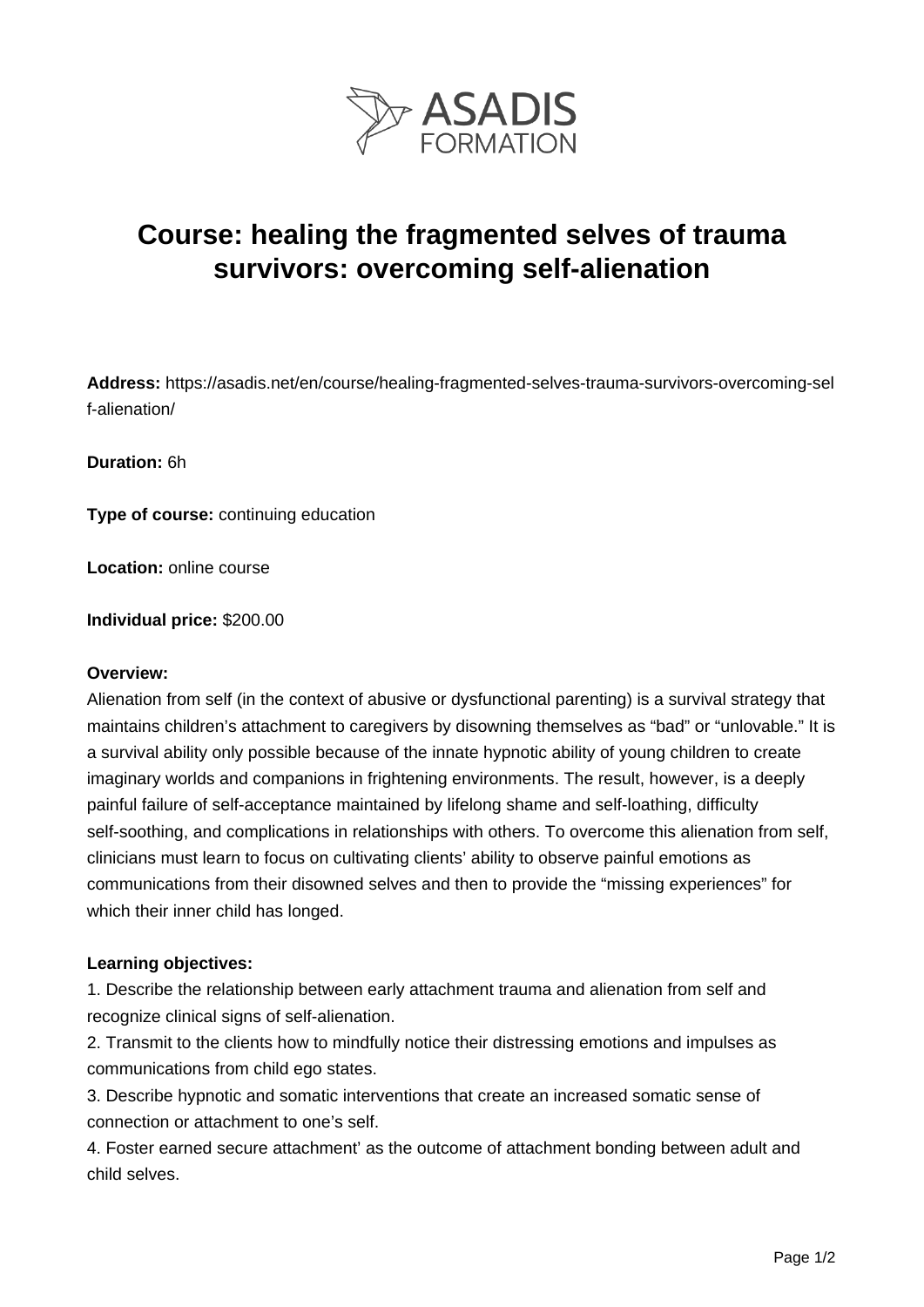ASADIS FORMATION

# Course: healing the fragmented selves of trauma survivors: overcoming self-alienation

**Address:** https://asadis.net/en/course/healing-fragmented-selves-trauma-survivors-overcoming-self-alienation/

**Duration:** 6h

**Type of course:** continuing education

**Location:** online course

**Individual price:** $200.00

**Overview:**

Alienation from self (in the context of abusive or dysfunctional parenting) is a survival strategy that maintains children's attachment to caregivers by disowning themselves as "bad" or "unlovable." It is a survival ability only possible because of the innate hypnotic ability of young children to create imaginary worlds and companions in frightening environments. The result, however, is a deeply painful failure of self-acceptance maintained by lifelong shame and self-loathing, difficulty self-soothing, and complications in relationships with others. To overcome this alienation from self, clinicians must learn to focus on cultivating clients' ability to observe painful emotions as communications from their disowned selves and then to provide the "missing experiences" for which their inner child has longed.

**Learning objectives:**

1. Describe the relationship between early attachment trauma and alienation from self and recognize clinical signs of self-alienation.
2. Transmit to the clients how to mindfully notice their distressing emotions and impulses as communications from child ego states.
3. Describe hypnotic and somatic interventions that create an increased somatic sense of connection or attachment to one's self.
4. Foster earned secure attachment' as the outcome of attachment bonding between adult and child selves.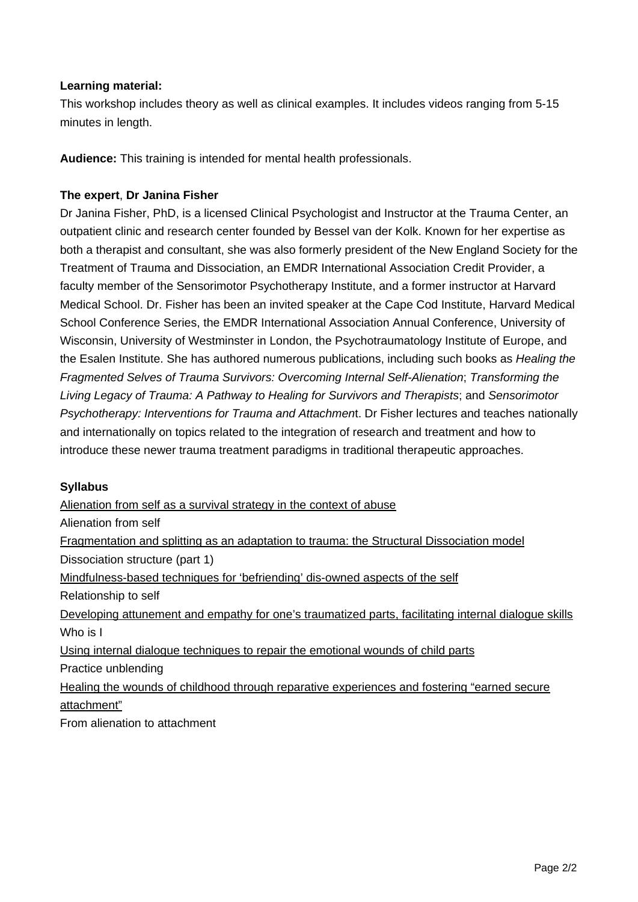**Learning material:**
This workshop includes theory as well as clinical examples. It includes videos ranging from 5-15 minutes in length.

**Audience:** This training is intended for mental health professionals.

**The expert**, **Dr Janina Fisher**
Dr Janina Fisher, PhD, is a licensed Clinical Psychologist and Instructor at the Trauma Center, an outpatient clinic and research center founded by Bessel van der Kolk. Known for her expertise as both a therapist and consultant, she was also formerly president of the New England Society for the Treatment of Trauma and Dissociation, an EMDR International Association Credit Provider, a faculty member of the Sensorimotor Psychotherapy Institute, and a former instructor at Harvard Medical School. Dr. Fisher has been an invited speaker at the Cape Cod Institute, Harvard Medical School Conference Series, the EMDR International Association Annual Conference, University of Wisconsin, University of Westminster in London, the Psychotraumatology Institute of Europe, and the Esalen Institute. She has authored numerous publications, including such books as *Healing the Fragmented Selves of Trauma Survivors: Overcoming Internal Self-Alienation*; *Transforming the Living Legacy of Trauma: A Pathway to Healing for Survivors and Therapists*; and *Sensorimotor Psychotherapy: Interventions for Trauma and Attachmen*t. Dr Fisher lectures and teaches nationally and internationally on topics related to the integration of research and treatment and how to introduce these newer trauma treatment paradigms in traditional therapeutic approaches.

**Syllabus**
<u>Alienation from self as a survival strategy in the context of abuse</u>
Alienation from self
<u>Fragmentation and splitting as an adaptation to trauma: the Structural Dissociation model</u>
Dissociation structure (part 1)
<u>Mindfulness-based techniques for 'befriending' dis-owned aspects of the self</u>
Relationship to self
<u>Developing attunement and empathy for one's traumatized parts, facilitating internal dialogue skills</u>
Who is I
<u>Using internal dialogue techniques to repair the emotional wounds of child parts</u>
Practice unblending
<u>Healing the wounds of childhood through reparative experiences and fostering "earned secure attachment"</u>
From alienation to attachment